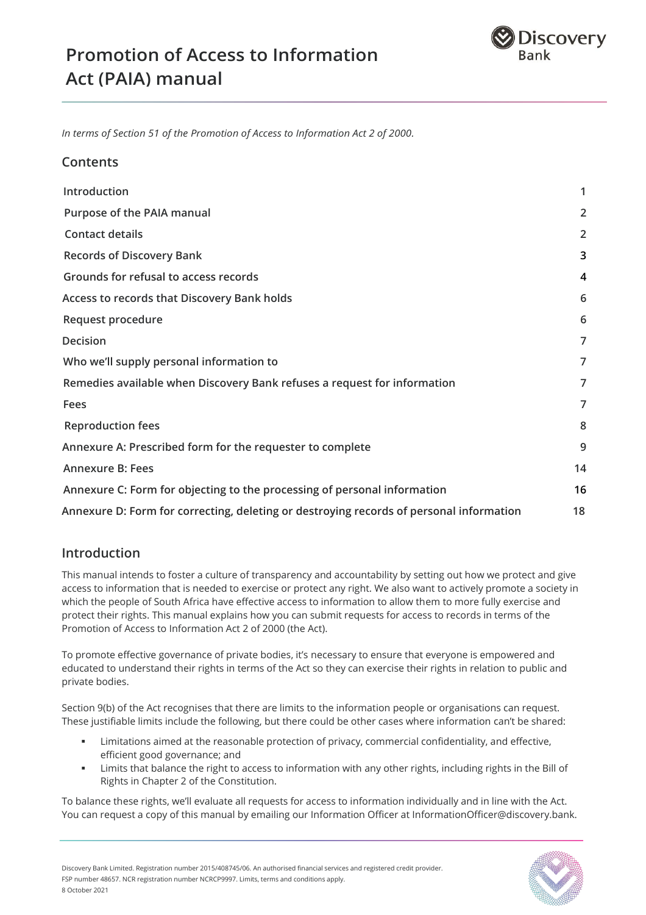# Promotion of Access to Information Act (PAIA) manual

*In terms of Section 51 of the Promotion of Access to Information Act 2 of 2000.*

## Contents

| | |
|---|---|
| Introduction | 1 |
| Purpose of the PAIA manual | 2 |
| Contact details | 2 |
| Records of Discovery Bank | 3 |
| Grounds for refusal to access records | 4 |
| Access to records that Discovery Bank holds | 6 |
| Request procedure | 6 |
| Decision | 7 |
| Who we'll supply personal information to | 7 |
| Remedies available when Discovery Bank refuses a request for information | 7 |
| Fees | 7 |
| Reproduction fees | 8 |
| Annexure A: Prescribed form for the requester to complete | 9 |
| Annexure B: Fees | 14 |
| Annexure C: Form for objecting to the processing of personal information | 16 |
| Annexure D: Form for correcting, deleting or destroying records of personal information | 18 |

## Introduction

This manual intends to foster a culture of transparency and accountability by setting out how we protect and give access to information that is needed to exercise or protect any right. We also want to actively promote a society in which the people of South Africa have effective access to information to allow them to more fully exercise and protect their rights. This manual explains how you can submit requests for access to records in terms of the Promotion of Access to Information Act 2 of 2000 (the Act).

To promote effective governance of private bodies, it's necessary to ensure that everyone is empowered and educated to understand their rights in terms of the Act so they can exercise their rights in relation to public and private bodies.

Section 9(b) of the Act recognises that there are limits to the information people or organisations can request. These justifiable limits include the following, but there could be other cases where information can't be shared:

- Limitations aimed at the reasonable protection of privacy, commercial confidentiality, and effective, efficient good governance; and
- Limits that balance the right to access to information with any other rights, including rights in the Bill of Rights in Chapter 2 of the Constitution.

To balance these rights, we'll evaluate all requests for access to information individually and in line with the Act. You can request a copy of this manual by emailing our Information Officer at InformationOfficer@discovery.bank.

Discovery Bank Limited. Registration number 2015/408745/06. An authorised financial services and registered credit provider. FSP number 48657. NCR registration number NCRCP9997. Limits, terms and conditions apply.
8 October 2021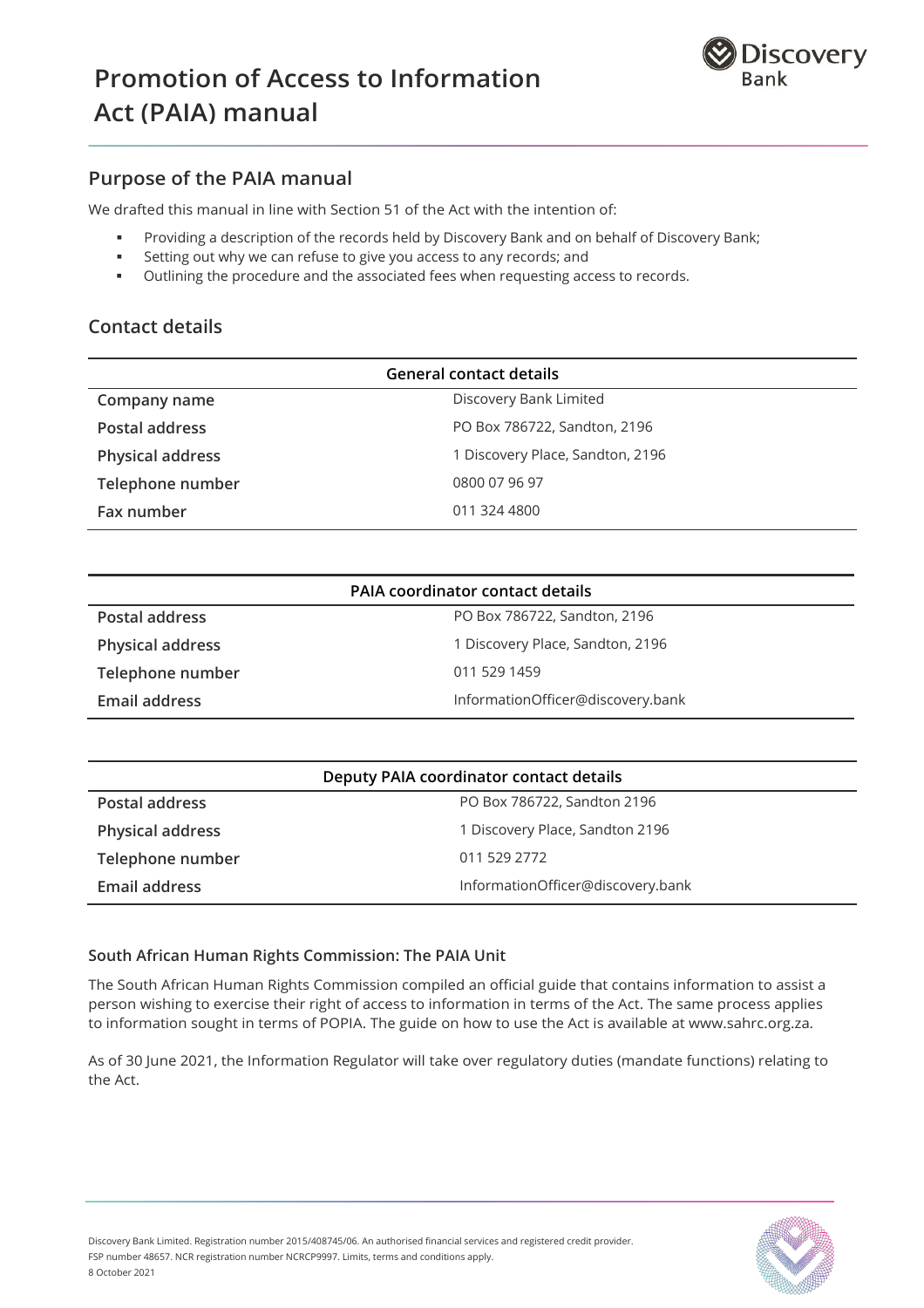# Promotion of Access to Information Act (PAIA) manual

## Purpose of the PAIA manual

We drafted this manual in line with Section 51 of the Act with the intention of:

- Providing a description of the records held by Discovery Bank and on behalf of Discovery Bank;
- Setting out why we can refuse to give you access to any records; and
- Outlining the procedure and the associated fees when requesting access to records.

## Contact details

| General contact details | |
|---|---|
| **Company name** | Discovery Bank Limited |
| **Postal address** | PO Box 786722, Sandton, 2196 |
| **Physical address** | 1 Discovery Place, Sandton, 2196 |
| **Telephone number** | 0800 07 96 97 |
| **Fax number** | 011 324 4800 |

| PAIA coordinator contact details | |
|---|---|
| **Postal address** | PO Box 786722, Sandton, 2196 |
| **Physical address** | 1 Discovery Place, Sandton, 2196 |
| **Telephone number** | 011 529 1459 |
| **Email address** | InformationOfficer@discovery.bank |

| Deputy PAIA coordinator contact details | |
|---|---|
| **Postal address** | PO Box 786722, Sandton 2196 |
| **Physical address** | 1 Discovery Place, Sandton 2196 |
| **Telephone number** | 011 529 2772 |
| **Email address** | InformationOfficer@discovery.bank |

### South African Human Rights Commission: The PAIA Unit

The South African Human Rights Commission compiled an official guide that contains information to assist a person wishing to exercise their right of access to information in terms of the Act. The same process applies to information sought in terms of POPIA. The guide on how to use the Act is available at www.sahrc.org.za.

As of 30 June 2021, the Information Regulator will take over regulatory duties (mandate functions) relating to the Act.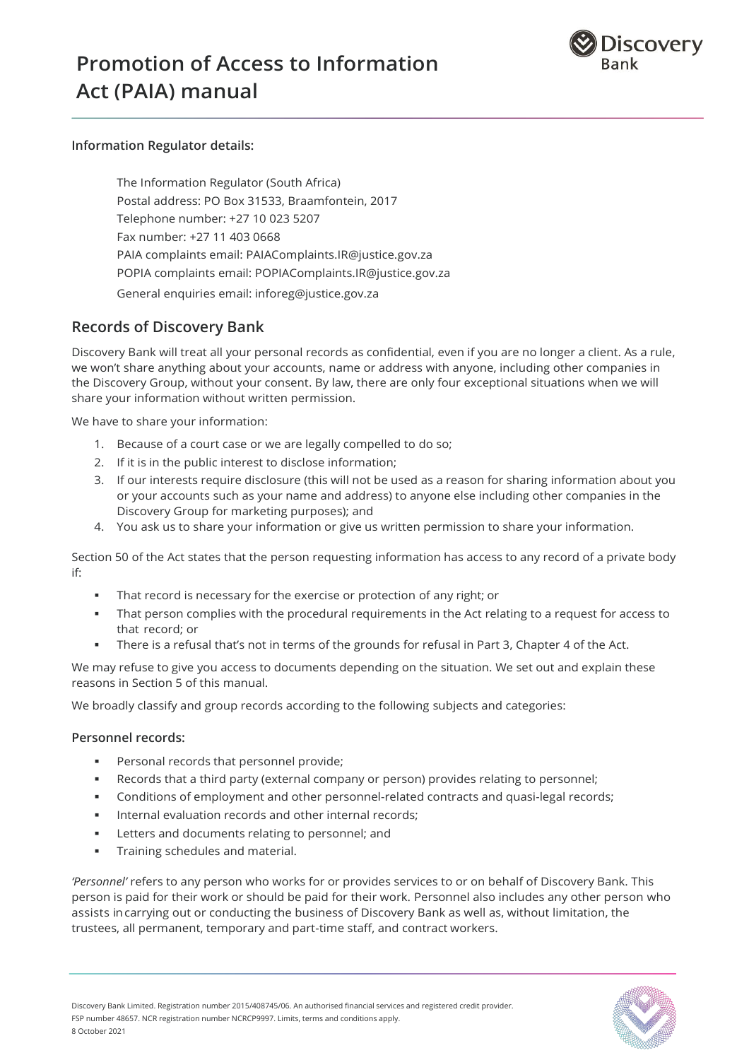**Information Regulator details:**

The Information Regulator (South Africa)
Postal address: PO Box 31533, Braamfontein, 2017
Telephone number: +27 10 023 5207
Fax number: +27 11 403 0668
PAIA complaints email: PAIAComplaints.IR@justice.gov.za
POPIA complaints email: POPIAComplaints.IR@justice.gov.za
General enquiries email: inforeg@justice.gov.za

## Records of Discovery Bank

Discovery Bank will treat all your personal records as confidential, even if you are no longer a client. As a rule, we won't share anything about your accounts, name or address with anyone, including other companies in the Discovery Group, without your consent. By law, there are only four exceptional situations when we will share your information without written permission.

We have to share your information:

1. Because of a court case or we are legally compelled to do so;
2. If it is in the public interest to disclose information;
3. If our interests require disclosure (this will not be used as a reason for sharing information about you or your accounts such as your name and address) to anyone else including other companies in the Discovery Group for marketing purposes); and
4. You ask us to share your information or give us written permission to share your information.

Section 50 of the Act states that the person requesting information has access to any record of a private body if:

- That record is necessary for the exercise or protection of any right; or
- That person complies with the procedural requirements in the Act relating to a request for access to that record; or
- There is a refusal that's not in terms of the grounds for refusal in Part 3, Chapter 4 of the Act.

We may refuse to give you access to documents depending on the situation. We set out and explain these reasons in Section 5 of this manual.

We broadly classify and group records according to the following subjects and categories:

### Personnel records:

- Personal records that personnel provide;
- Records that a third party (external company or person) provides relating to personnel;
- Conditions of employment and other personnel-related contracts and quasi-legal records;
- Internal evaluation records and other internal records;
- Letters and documents relating to personnel; and
- Training schedules and material.

*'Personnel'* refers to any person who works for or provides services to or on behalf of Discovery Bank. This person is paid for their work or should be paid for their work. Personnel also includes any other person who assists in carrying out or conducting the business of Discovery Bank as well as, without limitation, the trustees, all permanent, temporary and part-time staff, and contract workers.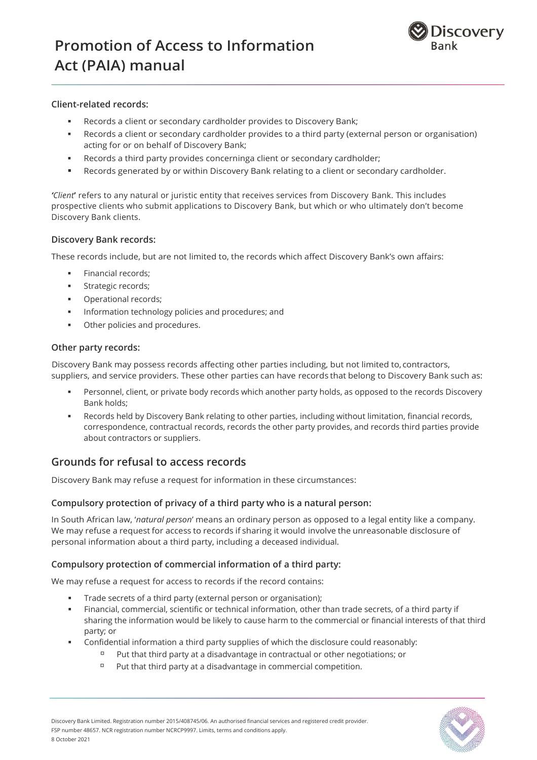### Client-related records:

- Records a client or secondary cardholder provides to Discovery Bank;
- Records a client or secondary cardholder provides to a third party (external person or organisation) acting for or on behalf of Discovery Bank;
- Records a third party provides concerninga client or secondary cardholder;
- Records generated by or within Discovery Bank relating to a client or secondary cardholder.

***'Client'*** refers to any natural or juristic entity that receives services from Discovery Bank. This includes prospective clients who submit applications to Discovery Bank, but which or who ultimately don't become Discovery Bank clients.

### Discovery Bank records:

These records include, but are not limited to, the records which affect Discovery Bank's own affairs:

- Financial records;
- Strategic records;
- Operational records;
- Information technology policies and procedures; and
- Other policies and procedures.

### Other party records:

Discovery Bank may possess records affecting other parties including, but not limited to, contractors, suppliers, and service providers. These other parties can have records that belong to Discovery Bank such as:

- Personnel, client, or private body records which another party holds, as opposed to the records Discovery Bank holds;
- Records held by Discovery Bank relating to other parties, including without limitation, financial records, correspondence, contractual records, records the other party provides, and records third parties provide about contractors or suppliers.

## Grounds for refusal to access records

Discovery Bank may refuse a request for information in these circumstances:

### Compulsory protection of privacy of a third party who is a natural person:

In South African law, '*natural person*' means an ordinary person as opposed to a legal entity like a company. We may refuse a request for access to records if sharing it would involve the unreasonable disclosure of personal information about a third party, including a deceased individual.

### Compulsory protection of commercial information of a third party:

We may refuse a request for access to records if the record contains:

- Trade secrets of a third party (external person or organisation);
- Financial, commercial, scientific or technical information, other than trade secrets, of a third party if sharing the information would be likely to cause harm to the commercial or financial interests of that third party; or
- Confidential information a third party supplies of which the disclosure could reasonably:
  - Put that third party at a disadvantage in contractual or other negotiations; or
  - Put that third party at a disadvantage in commercial competition.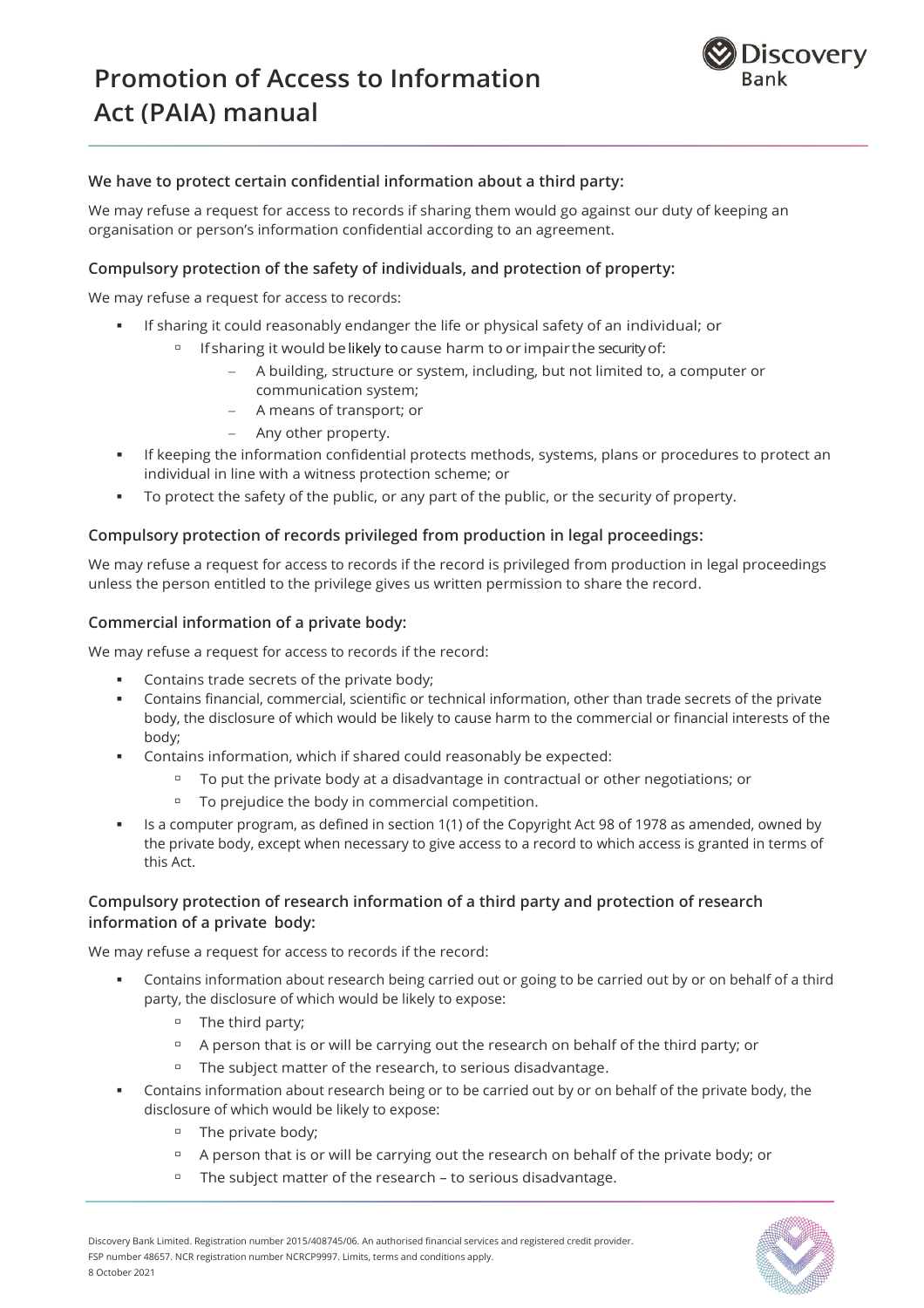### We have to protect certain confidential information about a third party:

We may refuse a request for access to records if sharing them would go against our duty of keeping an organisation or person's information confidential according to an agreement.

### Compulsory protection of the safety of individuals, and protection of property:

We may refuse a request for access to records:

- If sharing it could reasonably endanger the life or physical safety of an individual; or
    - If sharing it would be likely to cause harm to or impair the security of:
        - A building, structure or system, including, but not limited to, a computer or communication system;
        - A means of transport; or
        - Any other property.
- If keeping the information confidential protects methods, systems, plans or procedures to protect an individual in line with a witness protection scheme; or
- To protect the safety of the public, or any part of the public, or the security of property.

### Compulsory protection of records privileged from production in legal proceedings:

We may refuse a request for access to records if the record is privileged from production in legal proceedings unless the person entitled to the privilege gives us written permission to share the record.

### Commercial information of a private body:

We may refuse a request for access to records if the record:

- Contains trade secrets of the private body;
- Contains financial, commercial, scientific or technical information, other than trade secrets of the private body, the disclosure of which would be likely to cause harm to the commercial or financial interests of the body;
- Contains information, which if shared could reasonably be expected:
    - To put the private body at a disadvantage in contractual or other negotiations; or
    - To prejudice the body in commercial competition.
- Is a computer program, as defined in section 1(1) of the Copyright Act 98 of 1978 as amended, owned by the private body, except when necessary to give access to a record to which access is granted in terms of this Act.

### Compulsory protection of research information of a third party and protection of research information of a private body:

We may refuse a request for access to records if the record:

- Contains information about research being carried out or going to be carried out by or on behalf of a third party, the disclosure of which would be likely to expose:
    - The third party;
    - A person that is or will be carrying out the research on behalf of the third party; or
    - The subject matter of the research, to serious disadvantage.
- Contains information about research being or to be carried out by or on behalf of the private body, the disclosure of which would be likely to expose:
    - The private body;
    - A person that is or will be carrying out the research on behalf of the private body; or
    - The subject matter of the research – to serious disadvantage.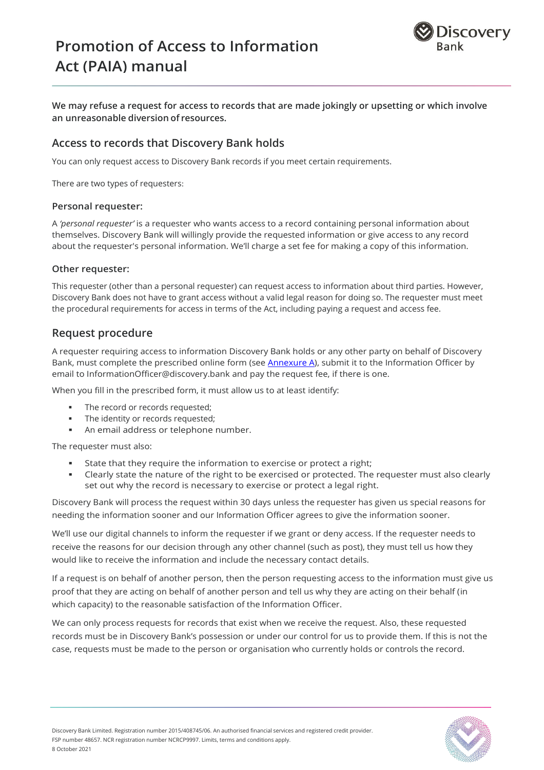**We may refuse a request for access to records that are made jokingly or upsetting or which involve an unreasonable diversion of resources.**

## Access to records that Discovery Bank holds

You can only request access to Discovery Bank records if you meet certain requirements.

There are two types of requesters:

### Personal requester:

A *'personal requester'* is a requester who wants access to a record containing personal information about themselves. Discovery Bank will willingly provide the requested information or give access to any record about the requester's personal information. We'll charge a set fee for making a copy of this information.

### Other requester:

This requester (other than a personal requester) can request access to information about third parties. However, Discovery Bank does not have to grant access without a valid legal reason for doing so. The requester must meet the procedural requirements for access in terms of the Act, including paying a request and access fee.

## Request procedure

A requester requiring access to information Discovery Bank holds or any other party on behalf of Discovery Bank, must complete the prescribed online form (see Annexure A), submit it to the Information Officer by email to InformationOfficer@discovery.bank and pay the request fee, if there is one.

When you fill in the prescribed form, it must allow us to at least identify:

- The record or records requested;
- The identity or records requested;
- An email address or telephone number.

The requester must also:

- State that they require the information to exercise or protect a right;
- Clearly state the nature of the right to be exercised or protected. The requester must also clearly set out why the record is necessary to exercise or protect a legal right.

Discovery Bank will process the request within 30 days unless the requester has given us special reasons for needing the information sooner and our Information Officer agrees to give the information sooner.

We'll use our digital channels to inform the requester if we grant or deny access. If the requester needs to receive the reasons for our decision through any other channel (such as post), they must tell us how they would like to receive the information and include the necessary contact details.

If a request is on behalf of another person, then the person requesting access to the information must give us proof that they are acting on behalf of another person and tell us why they are acting on their behalf (in which capacity) to the reasonable satisfaction of the Information Officer.

We can only process requests for records that exist when we receive the request. Also, these requested records must be in Discovery Bank's possession or under our control for us to provide them. If this is not the case, requests must be made to the person or organisation who currently holds or controls the record.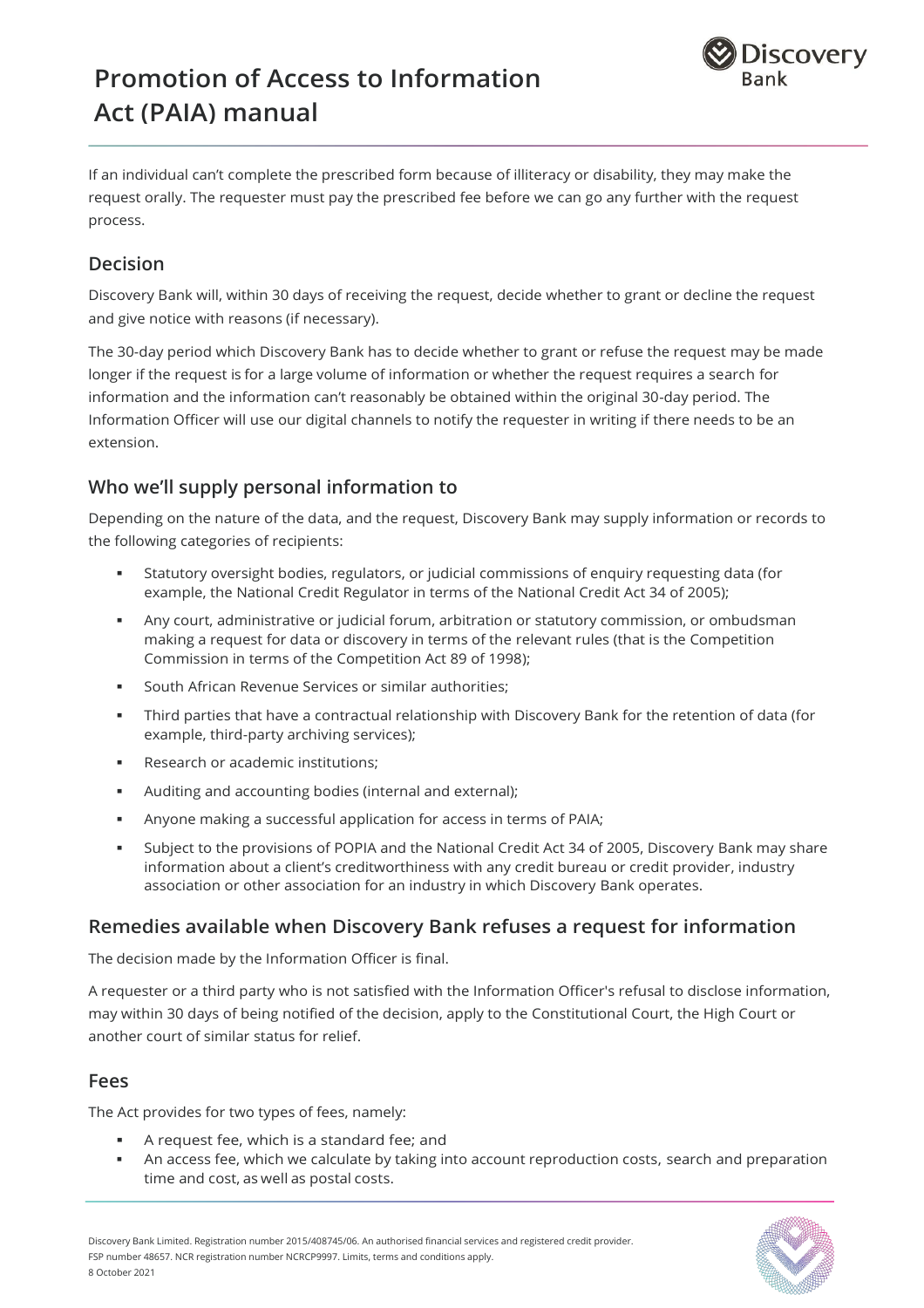If an individual can't complete the prescribed form because of illiteracy or disability, they may make the request orally. The requester must pay the prescribed fee before we can go any further with the request process.

## Decision

Discovery Bank will, within 30 days of receiving the request, decide whether to grant or decline the request and give notice with reasons (if necessary).

The 30-day period which Discovery Bank has to decide whether to grant or refuse the request may be made longer if the request is for a large volume of information or whether the request requires a search for information and the information can't reasonably be obtained within the original 30-day period. The Information Officer will use our digital channels to notify the requester in writing if there needs to be an extension.

## Who we'll supply personal information to

Depending on the nature of the data, and the request, Discovery Bank may supply information or records to the following categories of recipients:

- Statutory oversight bodies, regulators, or judicial commissions of enquiry requesting data (for example, the National Credit Regulator in terms of the National Credit Act 34 of 2005);
- Any court, administrative or judicial forum, arbitration or statutory commission, or ombudsman making a request for data or discovery in terms of the relevant rules (that is the Competition Commission in terms of the Competition Act 89 of 1998);
- South African Revenue Services or similar authorities;
- Third parties that have a contractual relationship with Discovery Bank for the retention of data (for example, third-party archiving services);
- Research or academic institutions;
- Auditing and accounting bodies (internal and external);
- Anyone making a successful application for access in terms of PAIA;
- Subject to the provisions of POPIA and the National Credit Act 34 of 2005, Discovery Bank may share information about a client's creditworthiness with any credit bureau or credit provider, industry association or other association for an industry in which Discovery Bank operates.

## Remedies available when Discovery Bank refuses a request for information

The decision made by the Information Officer is final.

A requester or a third party who is not satisfied with the Information Officer's refusal to disclose information, may within 30 days of being notified of the decision, apply to the Constitutional Court, the High Court or another court of similar status for relief.

## Fees

The Act provides for two types of fees, namely:

- A request fee, which is a standard fee; and
- An access fee, which we calculate by taking into account reproduction costs, search and preparation time and cost, as well as postal costs.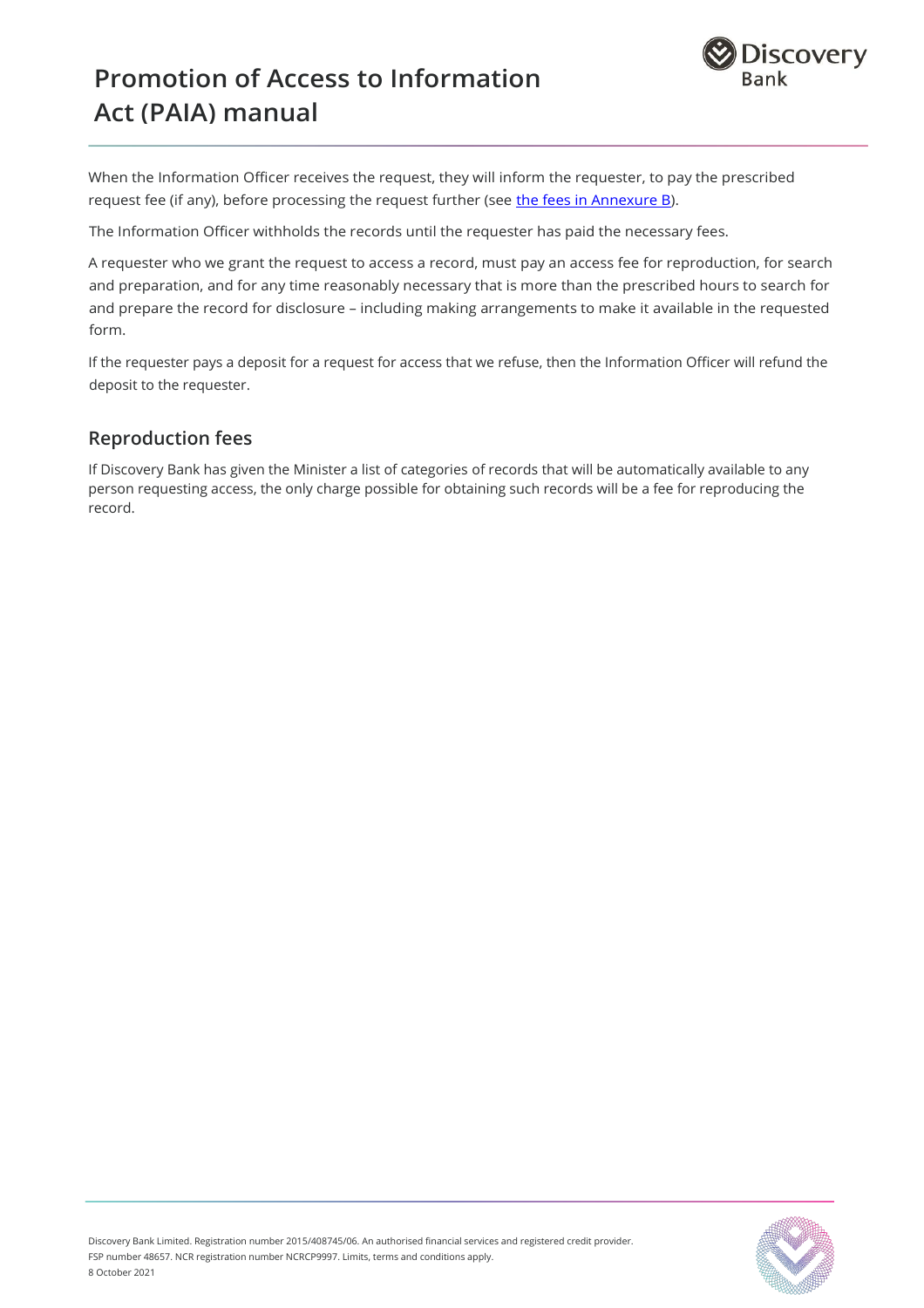When the Information Officer receives the request, they will inform the requester, to pay the prescribed request fee (if any), before processing the request further (see the fees in Annexure B).

The Information Officer withholds the records until the requester has paid the necessary fees.

A requester who we grant the request to access a record, must pay an access fee for reproduction, for search and preparation, and for any time reasonably necessary that is more than the prescribed hours to search for and prepare the record for disclosure – including making arrangements to make it available in the requested form.

If the requester pays a deposit for a request for access that we refuse, then the Information Officer will refund the deposit to the requester.

## Reproduction fees

If Discovery Bank has given the Minister a list of categories of records that will be automatically available to any person requesting access, the only charge possible for obtaining such records will be a fee for reproducing the record.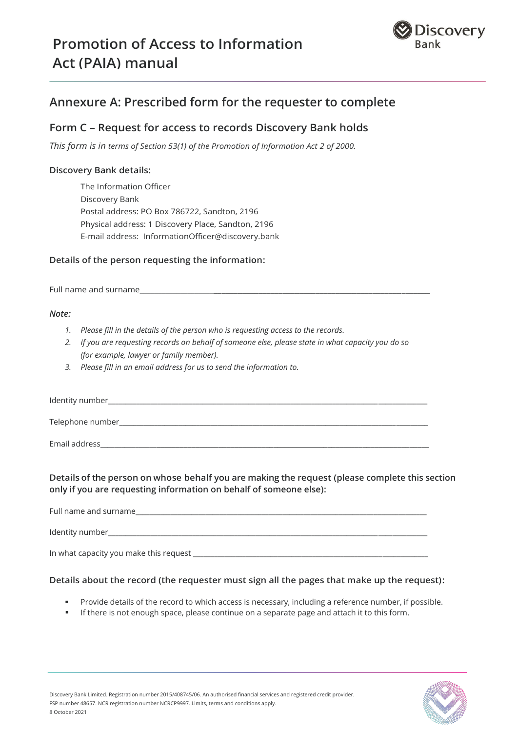# Promotion of Access to Information Act (PAIA) manual

## Annexure A: Prescribed form for the requester to complete

### Form C – Request for access to records Discovery Bank holds

*This form is in terms of Section 53(1) of the Promotion of Information Act 2 of 2000.*

#### Discovery Bank details:

The Information Officer
Discovery Bank
Postal address: PO Box 786722, Sandton, 2196
Physical address: 1 Discovery Place, Sandton, 2196
E-mail address: InformationOfficer@discovery.bank

#### Details of the person requesting the information:

Full name and surname_______________________________________________________________________________

***Note:***

1. *Please fill in the details of the person who is requesting access to the records.*
2. *If you are requesting records on behalf of someone else, please state in what capacity you do so (for example, lawyer or family member).*
3. *Please fill in an email address for us to send the information to.*

Identity number_______________________________________________________________________________

Telephone number_______________________________________________________________________________

Email address_______________________________________________________________________________

#### Details of the person on whose behalf you are making the request (please complete this section only if you are requesting information on behalf of someone else):

Full name and surname_______________________________________________________________________________

Identity number_______________________________________________________________________________

In what capacity you make this request _______________________________________________________________

#### Details about the record (the requester must sign all the pages that make up the request):

- Provide details of the record to which access is necessary, including a reference number, if possible.
- If there is not enough space, please continue on a separate page and attach it to this form.

Discovery Bank Limited. Registration number 2015/408745/06. An authorised financial services and registered credit provider.
FSP number 48657. NCR registration number NCRCP9997. Limits, terms and conditions apply.
8 October 2021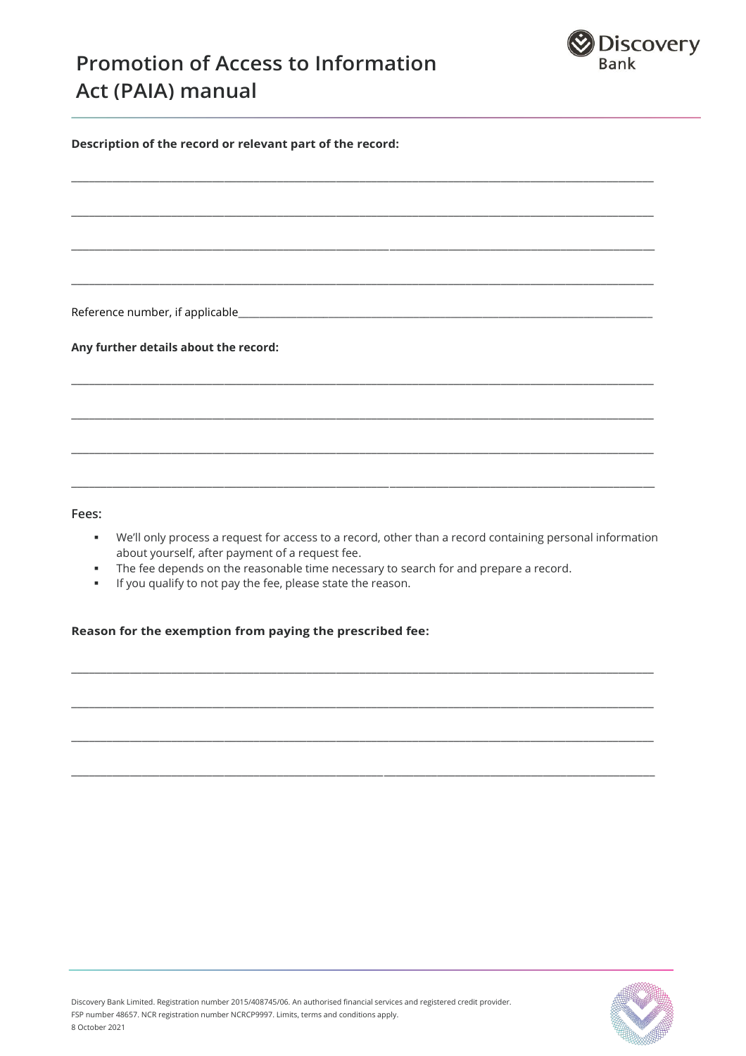**Description of the record or relevant part of the record:**

\_\_\_\_\_\_\_\_\_\_\_\_\_\_\_\_\_\_\_\_\_\_\_\_\_\_\_\_\_\_\_\_\_\_\_\_\_\_\_\_\_\_\_\_\_\_\_\_\_\_\_\_\_\_\_\_\_\_\_\_\_\_\_\_\_\_\_\_\_\_\_\_\_\_\_\_\_\_

\_\_\_\_\_\_\_\_\_\_\_\_\_\_\_\_\_\_\_\_\_\_\_\_\_\_\_\_\_\_\_\_\_\_\_\_\_\_\_\_\_\_\_\_\_\_\_\_\_\_\_\_\_\_\_\_\_\_\_\_\_\_\_\_\_\_\_\_\_\_\_\_\_\_\_\_\_\_

\_\_\_\_\_\_\_\_\_\_\_\_\_\_\_\_\_\_\_\_\_\_\_\_\_\_\_\_\_\_\_\_\_\_\_\_\_\_\_\_\_\_\_\_\_\_\_\_\_\_\_\_\_\_\_\_\_\_\_\_\_\_\_\_\_\_\_\_\_\_\_\_\_\_\_\_\_\_

\_\_\_\_\_\_\_\_\_\_\_\_\_\_\_\_\_\_\_\_\_\_\_\_\_\_\_\_\_\_\_\_\_\_\_\_\_\_\_\_\_\_\_\_\_\_\_\_\_\_\_\_\_\_\_\_\_\_\_\_\_\_\_\_\_\_\_\_\_\_\_\_\_\_\_\_\_\_

Reference number, if applicable\_\_\_\_\_\_\_\_\_\_\_\_\_\_\_\_\_\_\_\_\_\_\_\_\_\_\_\_\_\_\_\_\_\_\_\_\_\_\_\_\_\_\_\_\_\_\_\_\_\_\_\_\_\_

**Any further details about the record:**

\_\_\_\_\_\_\_\_\_\_\_\_\_\_\_\_\_\_\_\_\_\_\_\_\_\_\_\_\_\_\_\_\_\_\_\_\_\_\_\_\_\_\_\_\_\_\_\_\_\_\_\_\_\_\_\_\_\_\_\_\_\_\_\_\_\_\_\_\_\_\_\_\_\_\_\_\_\_

\_\_\_\_\_\_\_\_\_\_\_\_\_\_\_\_\_\_\_\_\_\_\_\_\_\_\_\_\_\_\_\_\_\_\_\_\_\_\_\_\_\_\_\_\_\_\_\_\_\_\_\_\_\_\_\_\_\_\_\_\_\_\_\_\_\_\_\_\_\_\_\_\_\_\_\_\_\_

\_\_\_\_\_\_\_\_\_\_\_\_\_\_\_\_\_\_\_\_\_\_\_\_\_\_\_\_\_\_\_\_\_\_\_\_\_\_\_\_\_\_\_\_\_\_\_\_\_\_\_\_\_\_\_\_\_\_\_\_\_\_\_\_\_\_\_\_\_\_\_\_\_\_\_\_\_\_

\_\_\_\_\_\_\_\_\_\_\_\_\_\_\_\_\_\_\_\_\_\_\_\_\_\_\_\_\_\_\_\_\_\_\_\_\_\_\_\_\_\_\_\_\_\_\_\_\_\_\_\_\_\_\_\_\_\_\_\_\_\_\_\_\_\_\_\_\_\_\_\_\_\_\_\_\_\_

Fees:

- We'll only process a request for access to a record, other than a record containing personal information about yourself, after payment of a request fee.
- The fee depends on the reasonable time necessary to search for and prepare a record.
- If you qualify to not pay the fee, please state the reason.

**Reason for the exemption from paying the prescribed fee:**

\_\_\_\_\_\_\_\_\_\_\_\_\_\_\_\_\_\_\_\_\_\_\_\_\_\_\_\_\_\_\_\_\_\_\_\_\_\_\_\_\_\_\_\_\_\_\_\_\_\_\_\_\_\_\_\_\_\_\_\_\_\_\_\_\_\_\_\_\_\_\_\_\_\_\_\_\_\_

\_\_\_\_\_\_\_\_\_\_\_\_\_\_\_\_\_\_\_\_\_\_\_\_\_\_\_\_\_\_\_\_\_\_\_\_\_\_\_\_\_\_\_\_\_\_\_\_\_\_\_\_\_\_\_\_\_\_\_\_\_\_\_\_\_\_\_\_\_\_\_\_\_\_\_\_\_\_

\_\_\_\_\_\_\_\_\_\_\_\_\_\_\_\_\_\_\_\_\_\_\_\_\_\_\_\_\_\_\_\_\_\_\_\_\_\_\_\_\_\_\_\_\_\_\_\_\_\_\_\_\_\_\_\_\_\_\_\_\_\_\_\_\_\_\_\_\_\_\_\_\_\_\_\_\_\_

\_\_\_\_\_\_\_\_\_\_\_\_\_\_\_\_\_\_\_\_\_\_\_\_\_\_\_\_\_\_\_\_\_\_\_\_\_\_\_\_\_\_\_\_\_\_\_\_\_\_\_\_\_\_\_\_\_\_\_\_\_\_\_\_\_\_\_\_\_\_\_\_\_\_\_\_\_\_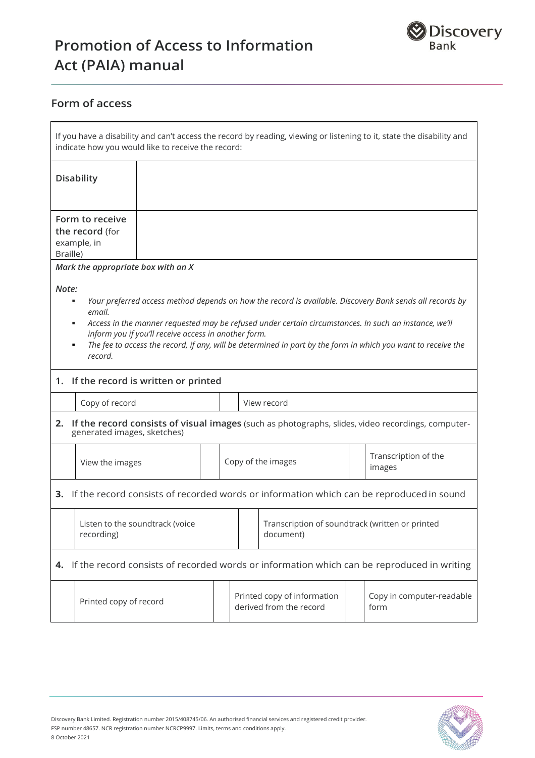# Promotion of Access to Information Act (PAIA) manual

## Form of access

If you have a disability and can't access the record by reading, viewing or listening to it, state the disability and indicate how you would like to receive the record:

| | |
|---|---|
| **Disability** | |
| **Form to receive the record** (for example, in Braille) | |

***Mark the appropriate box with an X***

***Note:***

- *Your preferred access method depends on how the record is available. Discovery Bank sends all records by email.*
- *Access in the manner requested may be refused under certain circumstances. In such an instance, we'll inform you if you'll receive access in another form.*
- *The fee to access the record, if any, will be determined in part by the form in which you want to receive the record.*

**1. If the record is written or printed**

| | | | |
|---|---|---|---|
| | Copy of record | | View record |

**2. If the record consists of visual images** (such as photographs, slides, video recordings, computer-generated images, sketches)

| | | | | | |
|---|---|---|---|---|---|
| | View the images | | Copy of the images | | Transcription of the images |

**3.** If the record consists of recorded words or information which can be reproduced in sound

| | | | |
|---|---|---|---|
| | Listen to the soundtrack (voice recording) | | Transcription of soundtrack (written or printed document) |

**4.** If the record consists of recorded words or information which can be reproduced in writing

| | | | | | |
|---|---|---|---|---|---|
| | Printed copy of record | | Printed copy of information derived from the record | | Copy in computer-readable form |

Discovery Bank Limited. Registration number 2015/408745/06. An authorised financial services and registered credit provider.
FSP number 48657. NCR registration number NCRCP9997. Limits, terms and conditions apply.
8 October 2021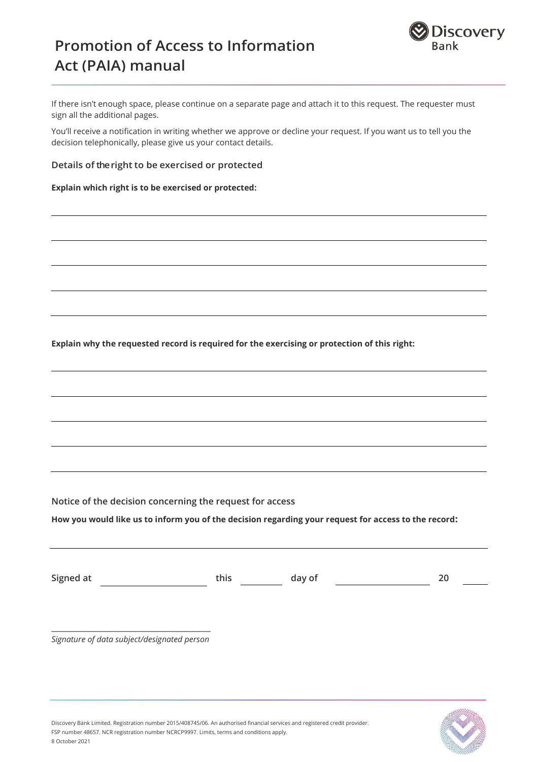If there isn't enough space, please continue on a separate page and attach it to this request. The requester must sign all the additional pages.

You'll receive a notification in writing whether we approve or decline your request. If you want us to tell you the decision telephonically, please give us your contact details.

## Details of the right to be exercised or protected

**Explain which right is to be exercised or protected:**

______________________________________________________________________

______________________________________________________________________

______________________________________________________________________

______________________________________________________________________

______________________________________________________________________

**Explain why the requested record is required for the exercising or protection of this right:**

______________________________________________________________________

______________________________________________________________________

______________________________________________________________________

______________________________________________________________________

______________________________________________________________________

## Notice of the decision concerning the request for access

**How you would like us to inform you of the decision regarding your request for access to the record:**

______________________________________________________________________

Signed at ____________________ this __________ day of ____________________ 20 ______

______________________________________

*Signature of data subject/designated person*

Discovery Bank Limited. Registration number 2015/408745/06. An authorised financial services and registered credit provider. FSP number 48657. NCR registration number NCRCP9997. Limits, terms and conditions apply.
8 October 2021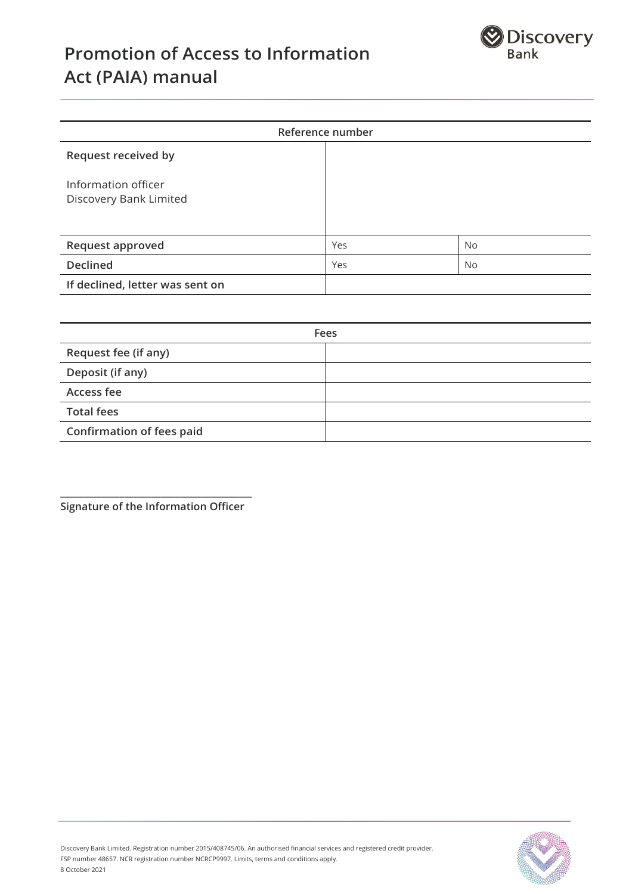| Reference number | | |
|---|---|---|
| **Request received by**<br><br>Information officer<br>Discovery Bank Limited | | |
| **Request approved** | Yes | No |
| **Declined** | Yes | No |
| **If declined, letter was sent on** | | |

| Fees | |
|---|---|
| **Request fee (if any)** | |
| **Deposit (if any)** | |
| **Access fee** | |
| **Total fees** | |
| **Confirmation of fees paid** | |

_______________________________________

**Signature of the Information Officer**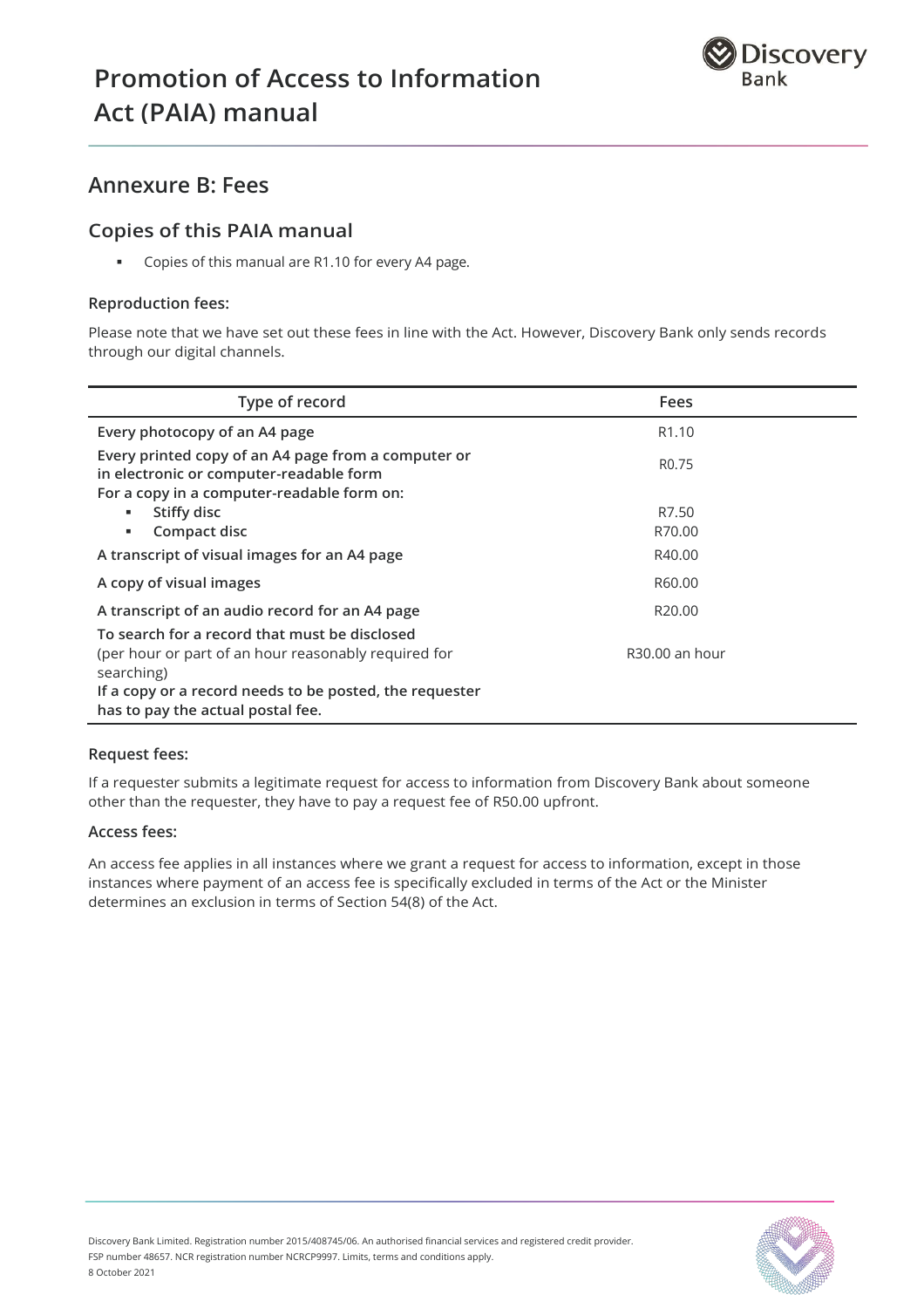## Annexure B: Fees

### Copies of this PAIA manual

- Copies of this manual are R1.10 for every A4 page.

#### Reproduction fees:

Please note that we have set out these fees in line with the Act. However, Discovery Bank only sends records through our digital channels.

| Type of record | Fees |
|---|---|
| Every photocopy of an A4 page | R1.10 |
| Every printed copy of an A4 page from a computer or in electronic or computer-readable form | R0.75 |
| For a copy in a computer-readable form on: | |
| ▪ Stiffy disc | R7.50 |
| ▪ Compact disc | R70.00 |
| A transcript of visual images for an A4 page | R40.00 |
| A copy of visual images | R60.00 |
| A transcript of an audio record for an A4 page | R20.00 |
| To search for a record that must be disclosed (per hour or part of an hour reasonably required for searching) | R30.00 an hour |
| If a copy or a record needs to be posted, the requester has to pay the actual postal fee. | |

#### Request fees:

If a requester submits a legitimate request for access to information from Discovery Bank about someone other than the requester, they have to pay a request fee of R50.00 upfront.

#### Access fees:

An access fee applies in all instances where we grant a request for access to information, except in those instances where payment of an access fee is specifically excluded in terms of the Act or the Minister determines an exclusion in terms of Section 54(8) of the Act.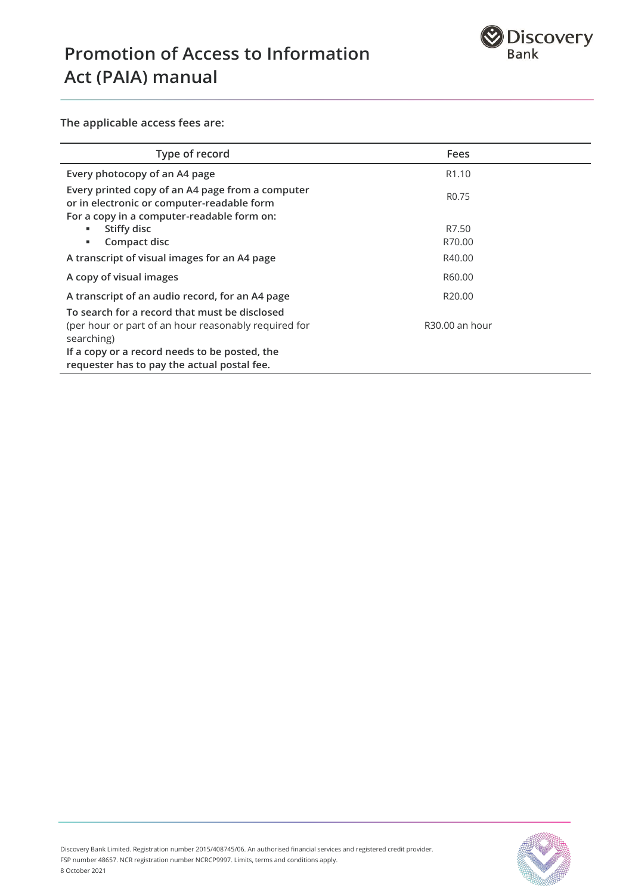The applicable access fees are:

| Type of record | Fees |
|---|---|
| Every photocopy of an A4 page | R1.10 |
| Every printed copy of an A4 page from a computer or in electronic or computer-readable form | R0.75 |
| For a copy in a computer-readable form on: | |
| ▪ Stiffy disc | R7.50 |
| ▪ Compact disc | R70.00 |
| A transcript of visual images for an A4 page | R40.00 |
| A copy of visual images | R60.00 |
| A transcript of an audio record, for an A4 page | R20.00 |
| To search for a record that must be disclosed (per hour or part of an hour reasonably required for searching) | R30.00 an hour |
| If a copy or a record needs to be posted, the requester has to pay the actual postal fee. | |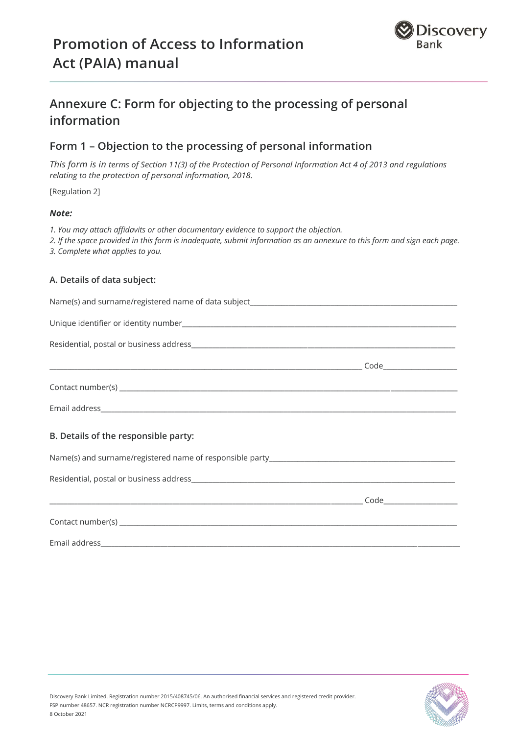## Annexure C: Form for objecting to the processing of personal information

### Form 1 – Objection to the processing of personal information

*This form is in terms of Section 11(3) of the Protection of Personal Information Act 4 of 2013 and regulations relating to the protection of personal information, 2018.*

[Regulation 2]

***Note:***

*1. You may attach affidavits or other documentary evidence to support the objection.*
*2. If the space provided in this form is inadequate, submit information as an annexure to this form and sign each page.*
*3. Complete what applies to you.*

#### A. Details of data subject:

Name(s) and surname/registered name of data subject_______________________________________________

Unique identifier or identity number_______________________________________________

Residential, postal or business address_______________________________________________

_______________________________________________ Code_______________

Contact number(s) _______________________________________________

Email address_______________________________________________

#### B. Details of the responsible party:

Name(s) and surname/registered name of responsible party_______________________________________________

Residential, postal or business address_______________________________________________

_______________________________________________ Code_______________

Contact number(s) _______________________________________________

Email address_______________________________________________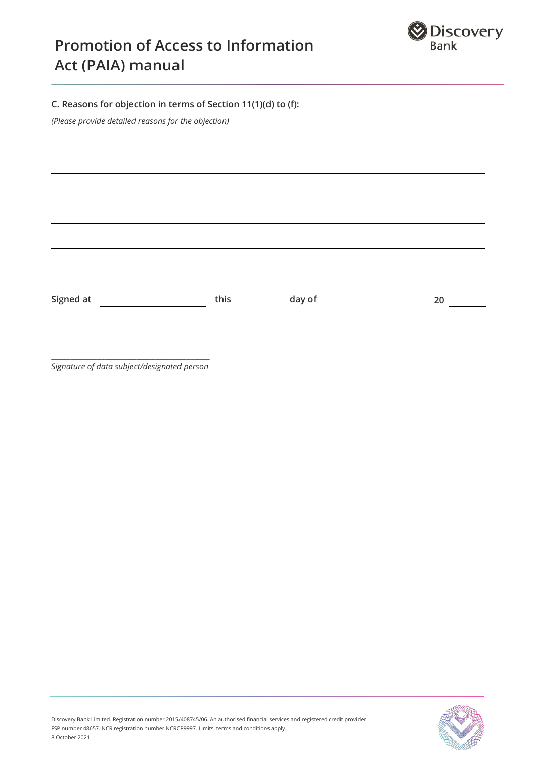### C. Reasons for objection in terms of Section 11(1)(d) to (f):

*(Please provide detailed reasons for the objection)*

\_\_\_\_\_\_\_\_\_\_\_\_\_\_\_\_\_\_\_\_\_\_\_\_\_\_\_\_\_\_\_\_\_\_\_\_\_\_\_\_\_\_\_\_\_\_\_\_\_\_\_\_\_\_\_\_\_\_\_\_\_\_\_\_\_\_\_\_\_\_

\_\_\_\_\_\_\_\_\_\_\_\_\_\_\_\_\_\_\_\_\_\_\_\_\_\_\_\_\_\_\_\_\_\_\_\_\_\_\_\_\_\_\_\_\_\_\_\_\_\_\_\_\_\_\_\_\_\_\_\_\_\_\_\_\_\_\_\_\_\_

\_\_\_\_\_\_\_\_\_\_\_\_\_\_\_\_\_\_\_\_\_\_\_\_\_\_\_\_\_\_\_\_\_\_\_\_\_\_\_\_\_\_\_\_\_\_\_\_\_\_\_\_\_\_\_\_\_\_\_\_\_\_\_\_\_\_\_\_\_\_

\_\_\_\_\_\_\_\_\_\_\_\_\_\_\_\_\_\_\_\_\_\_\_\_\_\_\_\_\_\_\_\_\_\_\_\_\_\_\_\_\_\_\_\_\_\_\_\_\_\_\_\_\_\_\_\_\_\_\_\_\_\_\_\_\_\_\_\_\_\_

\_\_\_\_\_\_\_\_\_\_\_\_\_\_\_\_\_\_\_\_\_\_\_\_\_\_\_\_\_\_\_\_\_\_\_\_\_\_\_\_\_\_\_\_\_\_\_\_\_\_\_\_\_\_\_\_\_\_\_\_\_\_\_\_\_\_\_\_\_\_

**Signed at** \_\_\_\_\_\_\_\_\_\_\_\_\_\_\_\_\_\_\_\_ **this** \_\_\_\_\_\_\_\_ **day of** \_\_\_\_\_\_\_\_\_\_\_\_\_\_\_\_\_\_ **20** \_\_\_\_\_\_\_

\_\_\_\_\_\_\_\_\_\_\_\_\_\_\_\_\_\_\_\_\_\_\_\_\_\_\_\_\_\_\_\_\_\_\_\_\_\_

*Signature of data subject/designated person*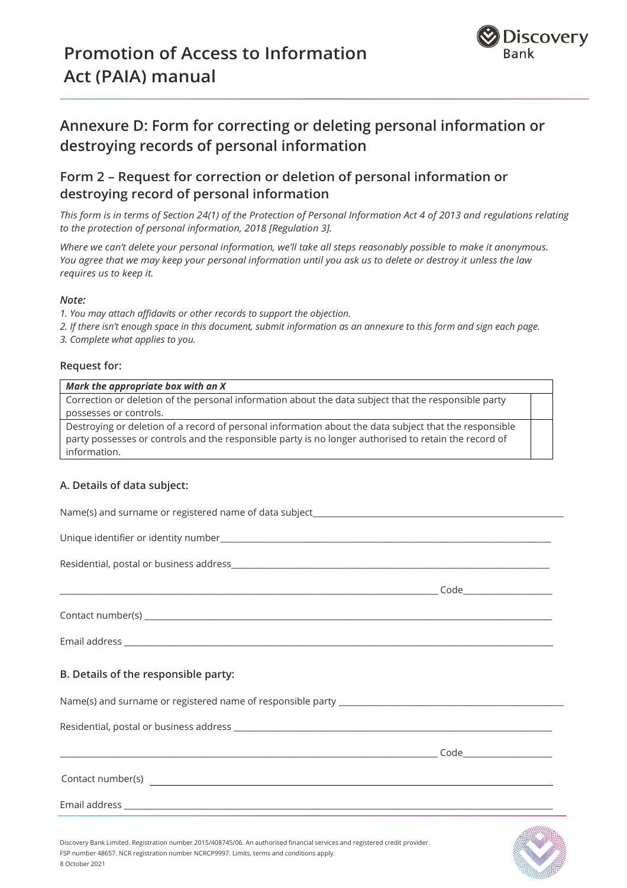# Promotion of Access to Information Act (PAIA) manual

## Annexure D: Form for correcting or deleting personal information or destroying records of personal information

### Form 2 – Request for correction or deletion of personal information or destroying record of personal information

*This form is in terms of Section 24(1) of the Protection of Personal Information Act 4 of 2013 and regulations relating to the protection of personal information, 2018 [Regulation 3].*

*Where we can't delete your personal information, we'll take all steps reasonably possible to make it anonymous. You agree that we may keep your personal information until you ask us to delete or destroy it unless the law requires us to keep it.*

***Note:***

*1. You may attach affidavits or other records to support the objection.*
*2. If there isn't enough space in this document, submit information as an annexure to this form and sign each page.*
*3. Complete what applies to you.*

**Request for:**

| ***Mark the appropriate box with an X*** | |
|---|---|
| Correction or deletion of the personal information about the data subject that the responsible party possesses or controls. | |
| Destroying or deletion of a record of personal information about the data subject that the responsible party possesses or controls and the responsible party is no longer authorised to retain the record of information. | |

**A. Details of data subject:**

Name(s) and surname or registered name of data subject_______________________________________________

Unique identifier or identity number_______________________________________________

Residential, postal or business address_______________________________________________

_______________________________________________ Code__________________

Contact number(s) _______________________________________________

Email address _______________________________________________

**B. Details of the responsible party:**

Name(s) and surname or registered name of responsible party _______________________________________________

Residential, postal or business address _______________________________________________

_______________________________________________ Code__________________

Contact number(s) _______________________________________________

Email address _______________________________________________

Discovery Bank Limited. Registration number 2015/408745/06. An authorised financial services and registered credit provider.
FSP number 48657. NCR registration number NCRCP9997. Limits, terms and conditions apply.
8 October 2021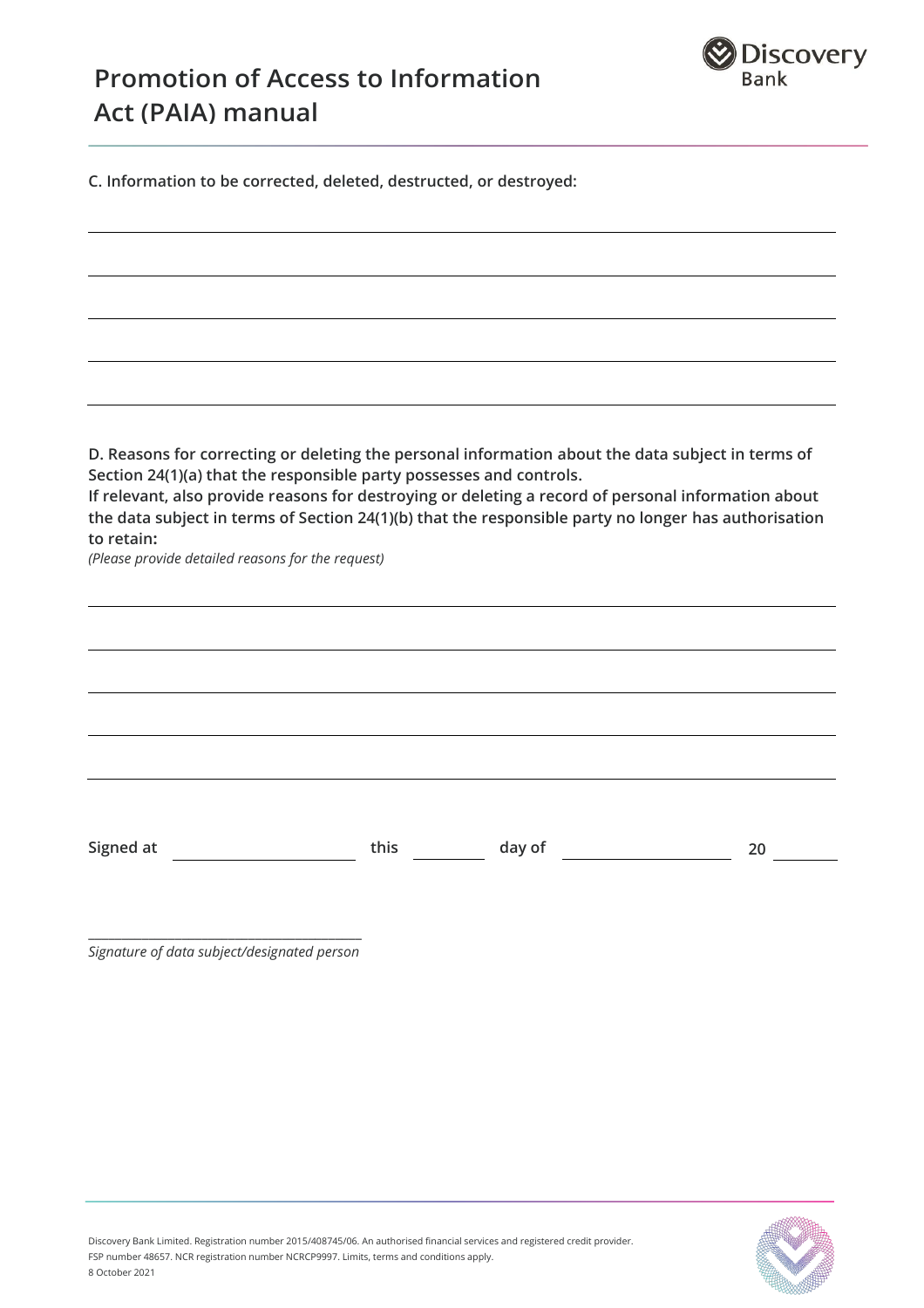**C. Information to be corrected, deleted, destructed, or destroyed:**

______________________________________________________________________

______________________________________________________________________

______________________________________________________________________

______________________________________________________________________

______________________________________________________________________

**D. Reasons for correcting or deleting the personal information about the data subject in terms of Section 24(1)(a) that the responsible party possesses and controls.**
**If relevant, also provide reasons for destroying or deleting a record of personal information about the data subject in terms of Section 24(1)(b) that the responsible party no longer has authorisation to retain:**
*(Please provide detailed reasons for the request)*

______________________________________________________________________

______________________________________________________________________

______________________________________________________________________

______________________________________________________________________

______________________________________________________________________

**Signed at** ____________________ **this** ________ **day of** ____________________ **20** ________

______________________________________

*Signature of data subject/designated person*

Discovery Bank Limited. Registration number 2015/408745/06. An authorised financial services and registered credit provider.
FSP number 48657. NCR registration number NCRCP9997. Limits, terms and conditions apply.
8 October 2021